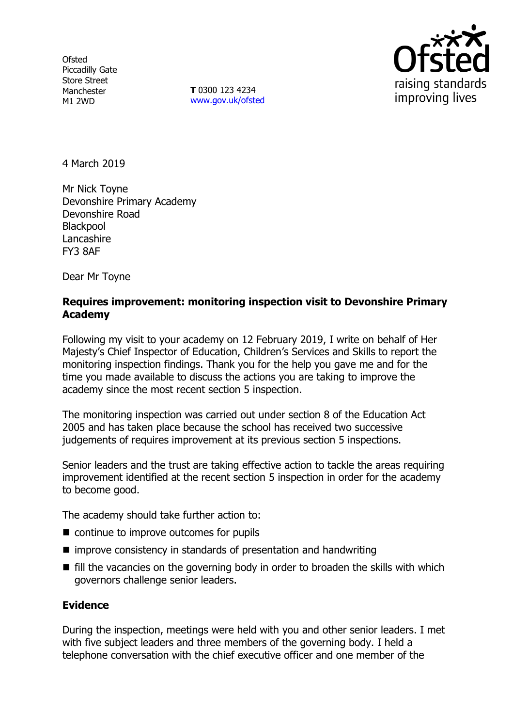Ofsted
Piccadilly Gate
Store Street
Manchester
M1 2WD

**T** 0300 123 4234
www.gov.uk/ofsted

4 March 2019

Mr Nick Toyne
Devonshire Primary Academy
Devonshire Road
Blackpool
Lancashire
FY3 8AF

Dear Mr Toyne

**Requires improvement: monitoring inspection visit to Devonshire Primary Academy**

Following my visit to your academy on 12 February 2019, I write on behalf of Her Majesty's Chief Inspector of Education, Children's Services and Skills to report the monitoring inspection findings. Thank you for the help you gave me and for the time you made available to discuss the actions you are taking to improve the academy since the most recent section 5 inspection.

The monitoring inspection was carried out under section 8 of the Education Act 2005 and has taken place because the school has received two successive judgements of requires improvement at its previous section 5 inspections.

Senior leaders and the trust are taking effective action to tackle the areas requiring improvement identified at the recent section 5 inspection in order for the academy to become good.

The academy should take further action to:

- continue to improve outcomes for pupils
- improve consistency in standards of presentation and handwriting
- fill the vacancies on the governing body in order to broaden the skills with which governors challenge senior leaders.

**Evidence**

During the inspection, meetings were held with you and other senior leaders. I met with five subject leaders and three members of the governing body. I held a telephone conversation with the chief executive officer and one member of the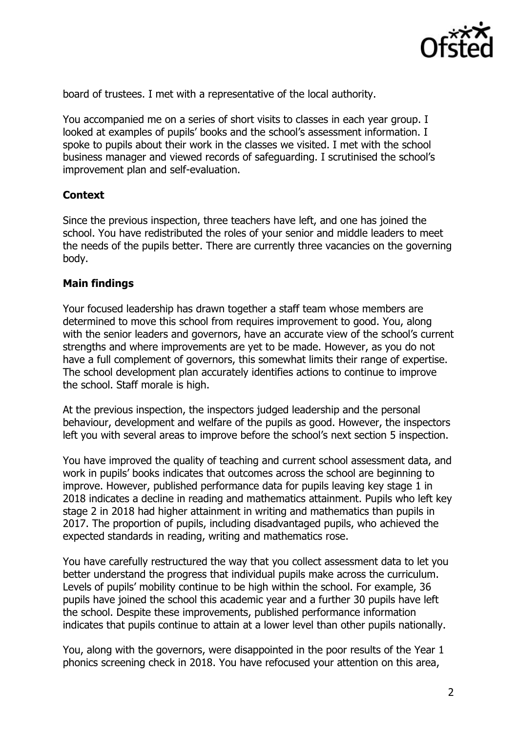board of trustees. I met with a representative of the local authority.

You accompanied me on a series of short visits to classes in each year group. I looked at examples of pupils' books and the school's assessment information. I spoke to pupils about their work in the classes we visited. I met with the school business manager and viewed records of safeguarding. I scrutinised the school's improvement plan and self-evaluation.

**Context**

Since the previous inspection, three teachers have left, and one has joined the school. You have redistributed the roles of your senior and middle leaders to meet the needs of the pupils better. There are currently three vacancies on the governing body.

**Main findings**

Your focused leadership has drawn together a staff team whose members are determined to move this school from requires improvement to good. You, along with the senior leaders and governors, have an accurate view of the school's current strengths and where improvements are yet to be made. However, as you do not have a full complement of governors, this somewhat limits their range of expertise. The school development plan accurately identifies actions to continue to improve the school. Staff morale is high.

At the previous inspection, the inspectors judged leadership and the personal behaviour, development and welfare of the pupils as good. However, the inspectors left you with several areas to improve before the school's next section 5 inspection.

You have improved the quality of teaching and current school assessment data, and work in pupils' books indicates that outcomes across the school are beginning to improve. However, published performance data for pupils leaving key stage 1 in 2018 indicates a decline in reading and mathematics attainment. Pupils who left key stage 2 in 2018 had higher attainment in writing and mathematics than pupils in 2017. The proportion of pupils, including disadvantaged pupils, who achieved the expected standards in reading, writing and mathematics rose.

You have carefully restructured the way that you collect assessment data to let you better understand the progress that individual pupils make across the curriculum. Levels of pupils' mobility continue to be high within the school. For example, 36 pupils have joined the school this academic year and a further 30 pupils have left the school. Despite these improvements, published performance information indicates that pupils continue to attain at a lower level than other pupils nationally.

You, along with the governors, were disappointed in the poor results of the Year 1 phonics screening check in 2018. You have refocused your attention on this area,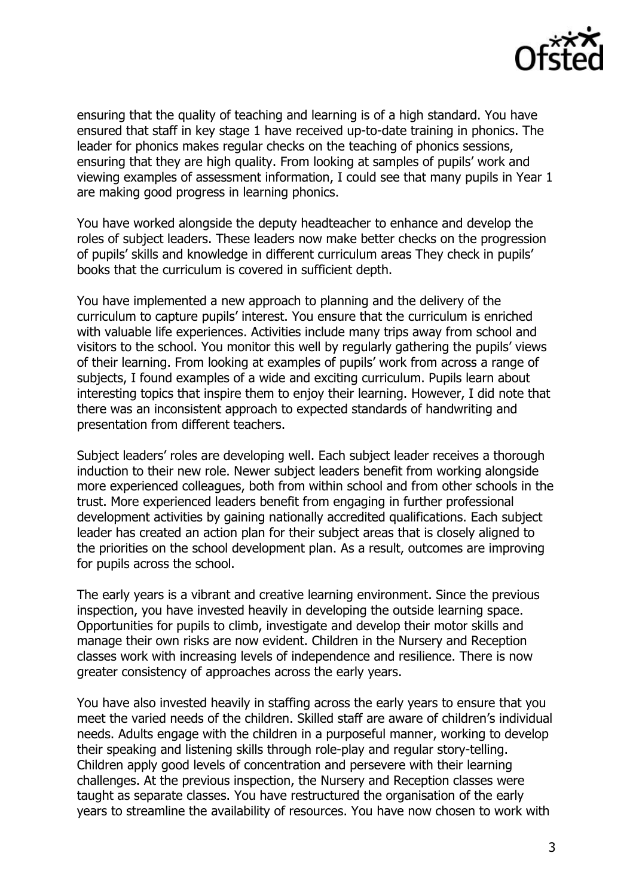ensuring that the quality of teaching and learning is of a high standard. You have ensured that staff in key stage 1 have received up-to-date training in phonics. The leader for phonics makes regular checks on the teaching of phonics sessions, ensuring that they are high quality. From looking at samples of pupils' work and viewing examples of assessment information, I could see that many pupils in Year 1 are making good progress in learning phonics.

You have worked alongside the deputy headteacher to enhance and develop the roles of subject leaders. These leaders now make better checks on the progression of pupils' skills and knowledge in different curriculum areas They check in pupils' books that the curriculum is covered in sufficient depth.

You have implemented a new approach to planning and the delivery of the curriculum to capture pupils' interest. You ensure that the curriculum is enriched with valuable life experiences. Activities include many trips away from school and visitors to the school. You monitor this well by regularly gathering the pupils' views of their learning. From looking at examples of pupils' work from across a range of subjects, I found examples of a wide and exciting curriculum. Pupils learn about interesting topics that inspire them to enjoy their learning. However, I did note that there was an inconsistent approach to expected standards of handwriting and presentation from different teachers.

Subject leaders' roles are developing well. Each subject leader receives a thorough induction to their new role. Newer subject leaders benefit from working alongside more experienced colleagues, both from within school and from other schools in the trust. More experienced leaders benefit from engaging in further professional development activities by gaining nationally accredited qualifications. Each subject leader has created an action plan for their subject areas that is closely aligned to the priorities on the school development plan. As a result, outcomes are improving for pupils across the school.

The early years is a vibrant and creative learning environment. Since the previous inspection, you have invested heavily in developing the outside learning space. Opportunities for pupils to climb, investigate and develop their motor skills and manage their own risks are now evident. Children in the Nursery and Reception classes work with increasing levels of independence and resilience. There is now greater consistency of approaches across the early years.

You have also invested heavily in staffing across the early years to ensure that you meet the varied needs of the children. Skilled staff are aware of children's individual needs. Adults engage with the children in a purposeful manner, working to develop their speaking and listening skills through role-play and regular story-telling. Children apply good levels of concentration and persevere with their learning challenges. At the previous inspection, the Nursery and Reception classes were taught as separate classes. You have restructured the organisation of the early years to streamline the availability of resources. You have now chosen to work with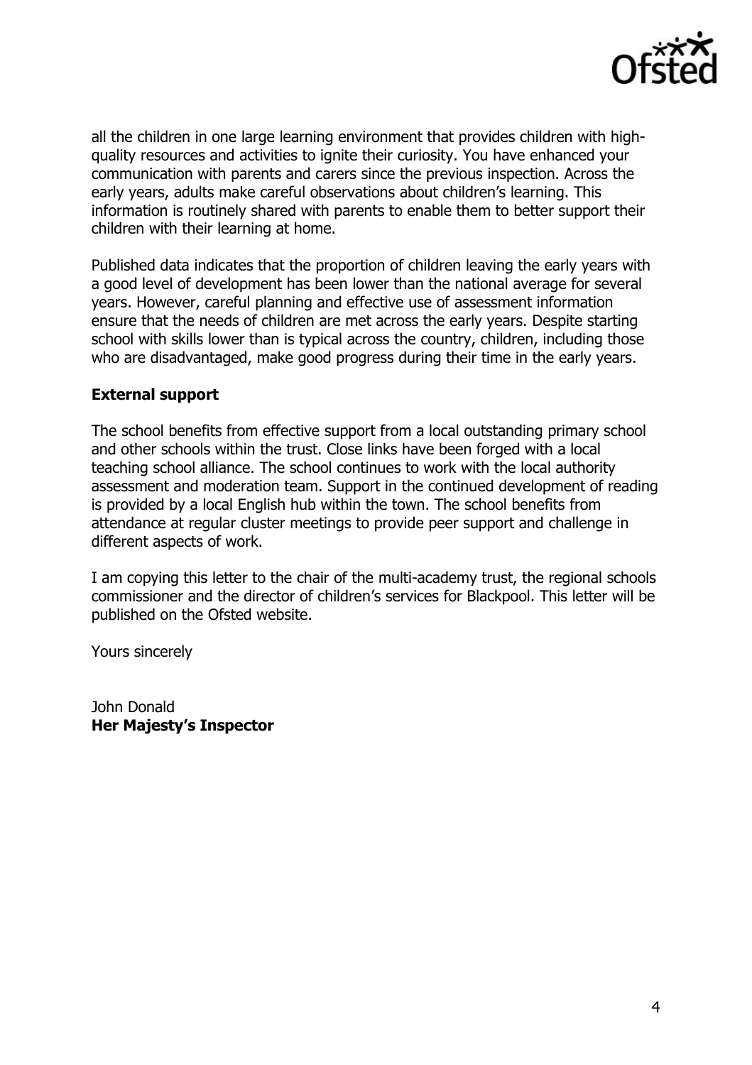all the children in one large learning environment that provides children with high-quality resources and activities to ignite their curiosity. You have enhanced your communication with parents and carers since the previous inspection. Across the early years, adults make careful observations about children's learning. This information is routinely shared with parents to enable them to better support their children with their learning at home.

Published data indicates that the proportion of children leaving the early years with a good level of development has been lower than the national average for several years. However, careful planning and effective use of assessment information ensure that the needs of children are met across the early years. Despite starting school with skills lower than is typical across the country, children, including those who are disadvantaged, make good progress during their time in the early years.

**External support**

The school benefits from effective support from a local outstanding primary school and other schools within the trust. Close links have been forged with a local teaching school alliance. The school continues to work with the local authority assessment and moderation team. Support in the continued development of reading is provided by a local English hub within the town. The school benefits from attendance at regular cluster meetings to provide peer support and challenge in different aspects of work.

I am copying this letter to the chair of the multi-academy trust, the regional schools commissioner and the director of children's services for Blackpool. This letter will be published on the Ofsted website.

Yours sincerely

John Donald
**Her Majesty's Inspector**